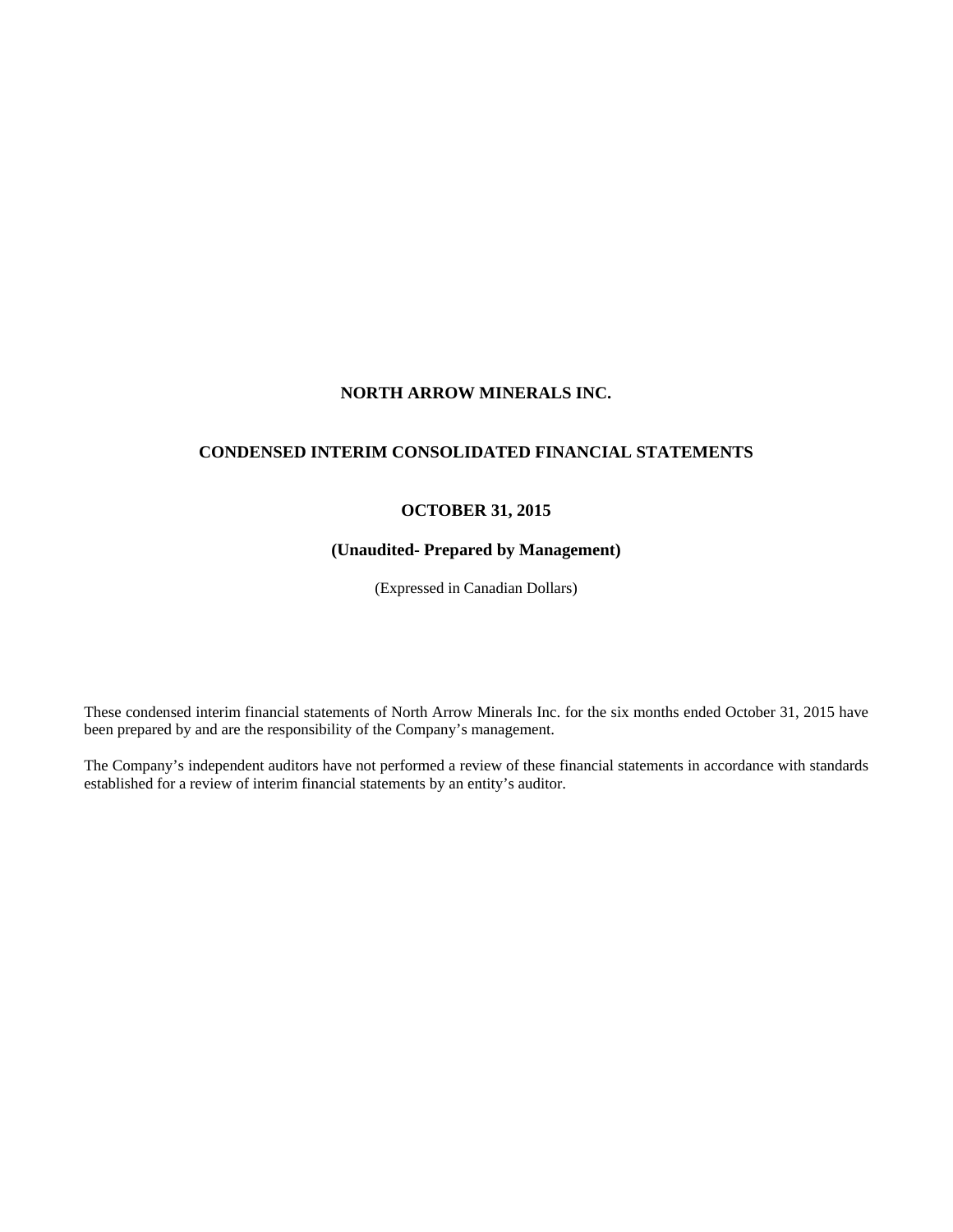# NORTH ARROW MINERALS INC.

## CONDENSED INTERIM CONSOLIDATED FINANCIAL STATEMENTS

### OCTOBER 31, 2015

### (Unaudited- Prepared by Management)

(Expressed in Canadian Dollars)

These condensed interim financial statements of North Arrow Minerals Inc. for the six months ended October 31, 2015 have been prepared by and are the responsibility of the Company's management.

The Company's independent auditors have not performed a review of these financial statements in accordance with standards established for a review of interim financial statements by an entity's auditor.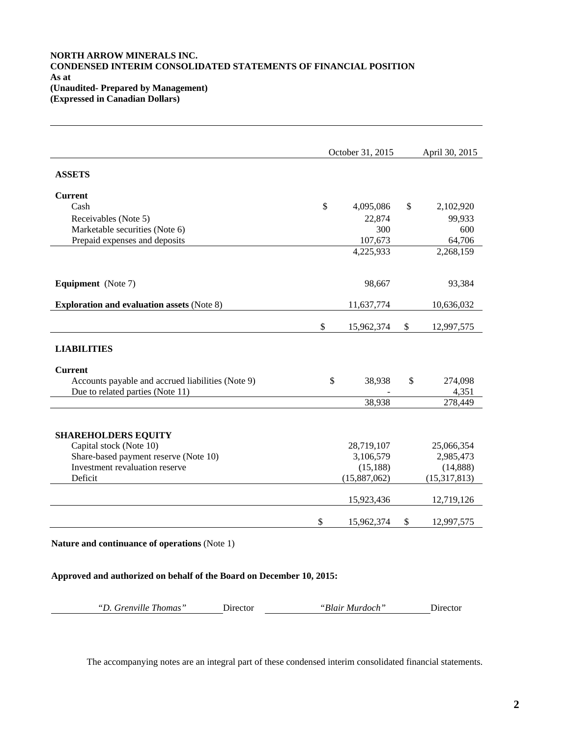**NORTH ARROW MINERALS INC.**
**CONDENSED INTERIM CONSOLIDATED STATEMENTS OF FINANCIAL POSITION**
**As at**
**(Unaudited- Prepared by Management)**
**(Expressed in Canadian Dollars)**

| | October 31, 2015 | April 30, 2015 |
|---|---|---|
| **ASSETS** | | |
| **Current** | | |
| Cash | $ 4,095,086 | $ 2,102,920 |
| Receivables (Note 5) | 22,874 | 99,933 |
| Marketable securities (Note 6) | 300 | 600 |
| Prepaid expenses and deposits | 107,673 | 64,706 |
| | 4,225,933 | 2,268,159 |
| **Equipment** (Note 7) | 98,667 | 93,384 |
| **Exploration and evaluation assets** (Note 8) | 11,637,774 | 10,636,032 |
| | $ 15,962,374 | $ 12,997,575 |
| **LIABILITIES** | | |
| **Current** | | |
| Accounts payable and accrued liabilities (Note 9) | $ 38,938 | $ 274,098 |
| Due to related parties (Note 11) | - | 4,351 |
| | 38,938 | 278,449 |
| **SHAREHOLDERS EQUITY** | | |
| Capital stock (Note 10) | 28,719,107 | 25,066,354 |
| Share-based payment reserve (Note 10) | 3,106,579 | 2,985,473 |
| Investment revaluation reserve | (15,188) | (14,888) |
| Deficit | (15,887,062) | (15,317,813) |
| | 15,923,436 | 12,719,126 |
| | $ 15,962,374 | $ 12,997,575 |

**Nature and continuance of operations** (Note 1)

**Approved and authorized on behalf of the Board on December 10, 2015:**

*"D. Grenville Thomas"* Director *"Blair Murdoch"* Director

The accompanying notes are an integral part of these condensed interim consolidated financial statements.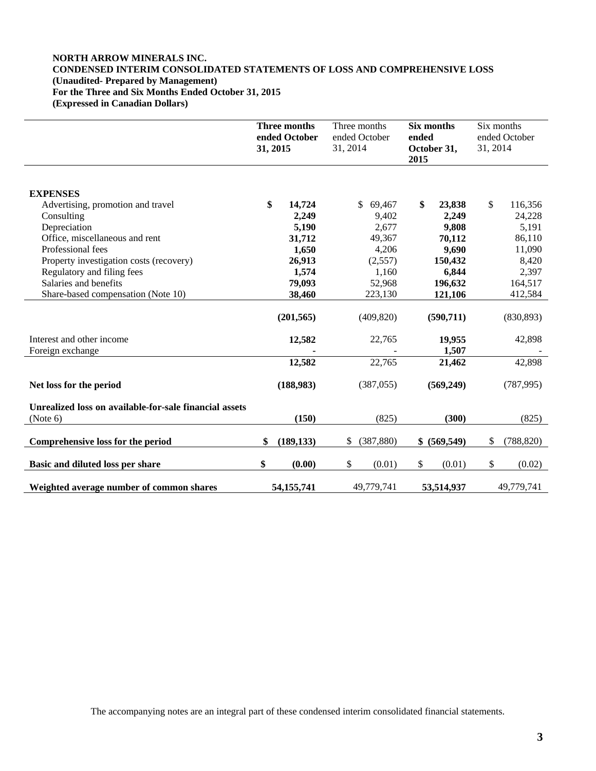**NORTH ARROW MINERALS INC.**
**CONDENSED INTERIM CONSOLIDATED STATEMENTS OF LOSS AND COMPREHENSIVE LOSS**
**(Unaudited- Prepared by Management)**
**For the Three and Six Months Ended October 31, 2015**
**(Expressed in Canadian Dollars)**

| | **Three months ended October 31, 2015** | Three months ended October 31, 2014 | **Six months ended October 31, 2015** | Six months ended October 31, 2014 |
|---|---|---|---|---|
| **EXPENSES** | | | | |
| Advertising, promotion and travel | **$ 14,724** | $ 69,467 | **$ 23,838** | $ 116,356 |
| Consulting | **2,249** | 9,402 | **2,249** | 24,228 |
| Depreciation | **5,190** | 2,677 | **9,808** | 5,191 |
| Office, miscellaneous and rent | **31,712** | 49,367 | **70,112** | 86,110 |
| Professional fees | **1,650** | 4,206 | **9,690** | 11,090 |
| Property investigation costs (recovery) | **26,913** | (2,557) | **150,432** | 8,420 |
| Regulatory and filing fees | **1,574** | 1,160 | **6,844** | 2,397 |
| Salaries and benefits | **79,093** | 52,968 | **196,632** | 164,517 |
| Share-based compensation (Note 10) | **38,460** | 223,130 | **121,106** | 412,584 |
| | **(201,565)** | (409,820) | **(590,711)** | (830,893) |
| Interest and other income | **12,582** | 22,765 | **19,955** | 42,898 |
| Foreign exchange | **-** | - | **1,507** | - |
| | **12,582** | 22,765 | **21,462** | 42,898 |
| **Net loss for the period** | **(188,983)** | (387,055) | **(569,249)** | (787,995) |
| **Unrealized loss on available-for-sale financial assets** (Note 6) | **(150)** | (825) | **(300)** | (825) |
| **Comprehensive loss for the period** | **$ (189,133)** | $ (387,880) | **$ (569,549)** | $ (788,820) |
| **Basic and diluted loss per share** | **$ (0.00)** | $ (0.01) | $ (0.01) | $ (0.02) |
| **Weighted average number of common shares** | **54,155,741** | 49,779,741 | **53,514,937** | 49,779,741 |

The accompanying notes are an integral part of these condensed interim consolidated financial statements.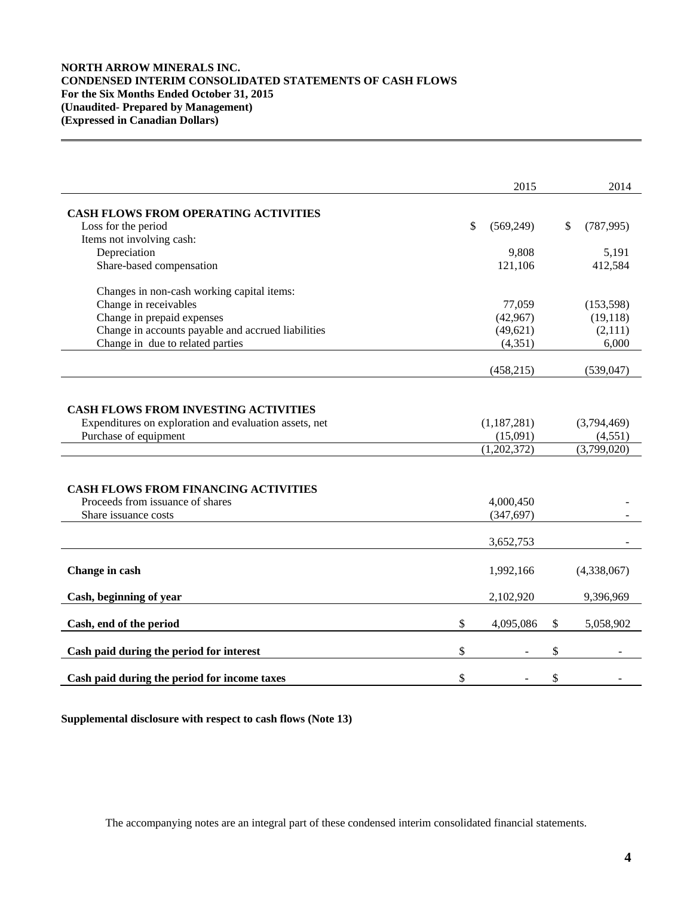**NORTH ARROW MINERALS INC.**
**CONDENSED INTERIM CONSOLIDATED STATEMENTS OF CASH FLOWS**
**For the Six Months Ended October 31, 2015**
**(Unaudited- Prepared by Management)**
**(Expressed in Canadian Dollars)**

| | 2015 | 2014 |
|---|---|---|
| **CASH FLOWS FROM OPERATING ACTIVITIES** | | |
| Loss for the period | $ (569,249) | $ (787,995) |
| Items not involving cash: | | |
| Depreciation | 9,808 | 5,191 |
| Share-based compensation | 121,106 | 412,584 |
| Changes in non-cash working capital items: | | |
| Change in receivables | 77,059 | (153,598) |
| Change in prepaid expenses | (42,967) | (19,118) |
| Change in accounts payable and accrued liabilities | (49,621) | (2,111) |
| Change in due to related parties | (4,351) | 6,000 |
| | (458,215) | (539,047) |
| **CASH FLOWS FROM INVESTING ACTIVITIES** | | |
| Expenditures on exploration and evaluation assets, net | (1,187,281) | (3,794,469) |
| Purchase of equipment | (15,091) | (4,551) |
| | (1,202,372) | (3,799,020) |
| **CASH FLOWS FROM FINANCING ACTIVITIES** | | |
| Proceeds from issuance of shares | 4,000,450 | - |
| Share issuance costs | (347,697) | - |
| | 3,652,753 | - |
| **Change in cash** | 1,992,166 | (4,338,067) |
| **Cash, beginning of year** | 2,102,920 | 9,396,969 |
| **Cash, end of the period** | $ 4,095,086 | $ 5,058,902 |
| **Cash paid during the period for interest** | $ - | $ - |
| **Cash paid during the period for income taxes** | $ - | $ - |

**Supplemental disclosure with respect to cash flows (Note 13)**

The accompanying notes are an integral part of these condensed interim consolidated financial statements.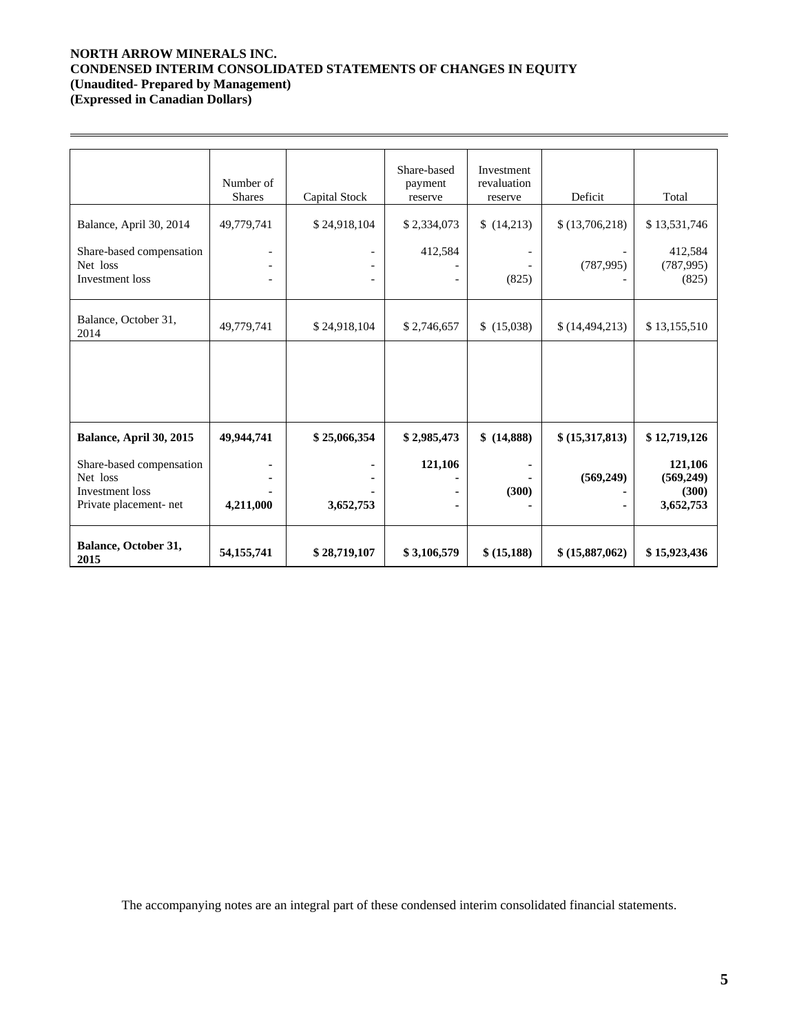**NORTH ARROW MINERALS INC.**
**CONDENSED INTERIM CONSOLIDATED STATEMENTS OF CHANGES IN EQUITY**
**(Unaudited- Prepared by Management)**
**(Expressed in Canadian Dollars)**

| | Number of Shares | Capital Stock | Share-based payment reserve | Investment revaluation reserve | Deficit | Total |
|---|---|---|---|---|---|---|
| Balance, April 30, 2014 | 49,779,741 | $ 24,918,104 | $ 2,334,073 | $ (14,213) | $ (13,706,218) | $ 13,531,746 |
| Share-based compensation | - | - | 412,584 | - | - | 412,584 |
| Net loss | - | - | - | - | (787,995) | (787,995) |
| Investment loss | - | - | - | (825) | - | (825) |
| Balance, October 31, 2014 | 49,779,741 | $ 24,918,104 | $ 2,746,657 | $ (15,038) | $ (14,494,213) | $ 13,155,510 |
| | | | | | | |
| **Balance, April 30, 2015** | **49,944,741** | **$ 25,066,354** | **$ 2,985,473** | **$ (14,888)** | **$ (15,317,813)** | **$ 12,719,126** |
| Share-based compensation | **-** | **-** | **121,106** | **-** | | **121,106** |
| Net loss | **-** | **-** | **-** | **-** | **(569,249)** | **(569,249)** |
| Investment loss | **-** | **-** | **-** | **(300)** | **-** | **(300)** |
| Private placement- net | **4,211,000** | **3,652,753** | **-** | **-** | **-** | **3,652,753** |
| **Balance, October 31, 2015** | **54,155,741** | **$ 28,719,107** | **$ 3,106,579** | **$ (15,188)** | **$ (15,887,062)** | **$ 15,923,436** |

The accompanying notes are an integral part of these condensed interim consolidated financial statements.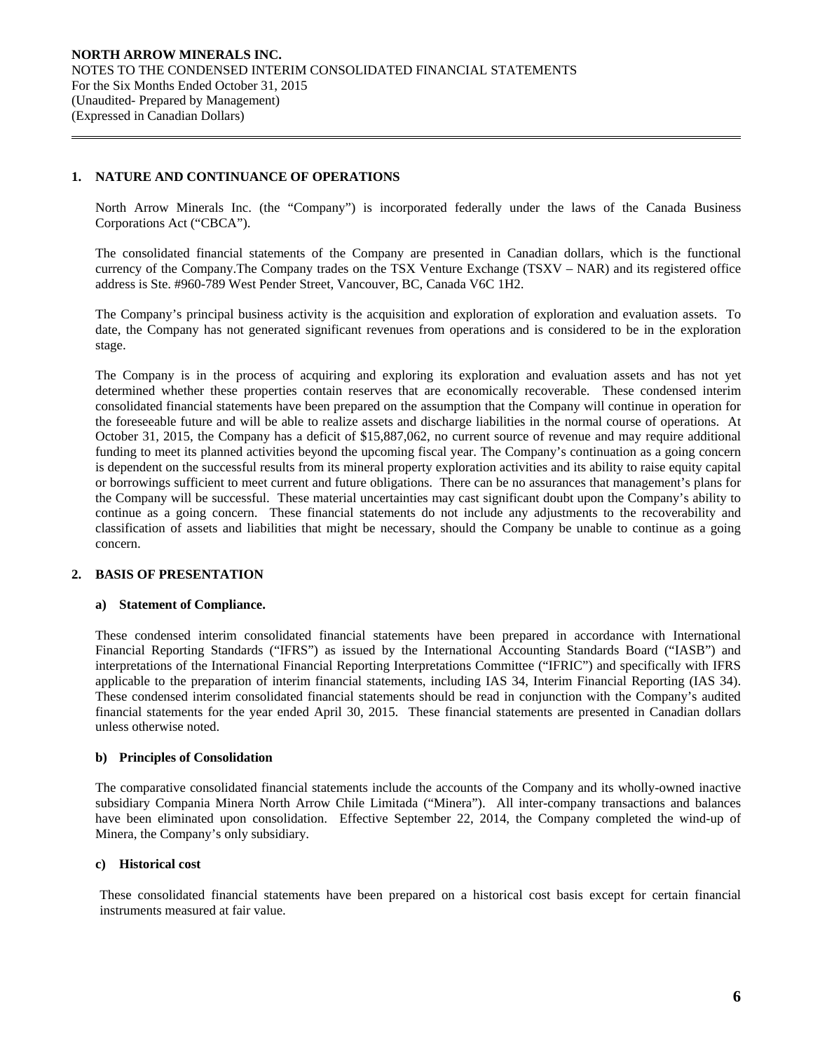## 1. NATURE AND CONTINUANCE OF OPERATIONS

North Arrow Minerals Inc. (the "Company") is incorporated federally under the laws of the Canada Business Corporations Act ("CBCA").

The consolidated financial statements of the Company are presented in Canadian dollars, which is the functional currency of the Company.The Company trades on the TSX Venture Exchange (TSXV – NAR) and its registered office address is Ste. #960-789 West Pender Street, Vancouver, BC, Canada V6C 1H2.

The Company's principal business activity is the acquisition and exploration of exploration and evaluation assets. To date, the Company has not generated significant revenues from operations and is considered to be in the exploration stage.

The Company is in the process of acquiring and exploring its exploration and evaluation assets and has not yet determined whether these properties contain reserves that are economically recoverable. These condensed interim consolidated financial statements have been prepared on the assumption that the Company will continue in operation for the foreseeable future and will be able to realize assets and discharge liabilities in the normal course of operations. At October 31, 2015, the Company has a deficit of $15,887,062, no current source of revenue and may require additional funding to meet its planned activities beyond the upcoming fiscal year. The Company's continuation as a going concern is dependent on the successful results from its mineral property exploration activities and its ability to raise equity capital or borrowings sufficient to meet current and future obligations. There can be no assurances that management's plans for the Company will be successful. These material uncertainties may cast significant doubt upon the Company's ability to continue as a going concern. These financial statements do not include any adjustments to the recoverability and classification of assets and liabilities that might be necessary, should the Company be unable to continue as a going concern.

## 2. BASIS OF PRESENTATION

### a) Statement of Compliance.

These condensed interim consolidated financial statements have been prepared in accordance with International Financial Reporting Standards ("IFRS") as issued by the International Accounting Standards Board ("IASB") and interpretations of the International Financial Reporting Interpretations Committee ("IFRIC") and specifically with IFRS applicable to the preparation of interim financial statements, including IAS 34, Interim Financial Reporting (IAS 34). These condensed interim consolidated financial statements should be read in conjunction with the Company's audited financial statements for the year ended April 30, 2015. These financial statements are presented in Canadian dollars unless otherwise noted.

### b) Principles of Consolidation

The comparative consolidated financial statements include the accounts of the Company and its wholly-owned inactive subsidiary Compania Minera North Arrow Chile Limitada ("Minera"). All inter-company transactions and balances have been eliminated upon consolidation. Effective September 22, 2014, the Company completed the wind-up of Minera, the Company's only subsidiary.

### c) Historical cost

These consolidated financial statements have been prepared on a historical cost basis except for certain financial instruments measured at fair value.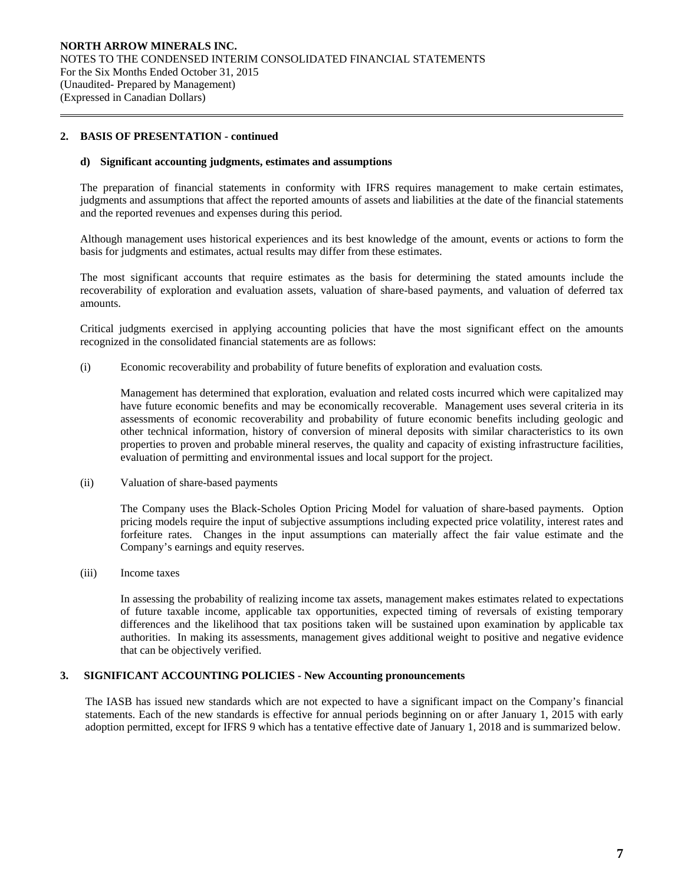## 2. BASIS OF PRESENTATION - continued

### d) Significant accounting judgments, estimates and assumptions

The preparation of financial statements in conformity with IFRS requires management to make certain estimates, judgments and assumptions that affect the reported amounts of assets and liabilities at the date of the financial statements and the reported revenues and expenses during this period.

Although management uses historical experiences and its best knowledge of the amount, events or actions to form the basis for judgments and estimates, actual results may differ from these estimates.

The most significant accounts that require estimates as the basis for determining the stated amounts include the recoverability of exploration and evaluation assets, valuation of share-based payments, and valuation of deferred tax amounts.

Critical judgments exercised in applying accounting policies that have the most significant effect on the amounts recognized in the consolidated financial statements are as follows:

(i) Economic recoverability and probability of future benefits of exploration and evaluation costs*.*

Management has determined that exploration, evaluation and related costs incurred which were capitalized may have future economic benefits and may be economically recoverable. Management uses several criteria in its assessments of economic recoverability and probability of future economic benefits including geologic and other technical information, history of conversion of mineral deposits with similar characteristics to its own properties to proven and probable mineral reserves, the quality and capacity of existing infrastructure facilities, evaluation of permitting and environmental issues and local support for the project.

(ii) Valuation of share-based payments

The Company uses the Black-Scholes Option Pricing Model for valuation of share-based payments. Option pricing models require the input of subjective assumptions including expected price volatility, interest rates and forfeiture rates. Changes in the input assumptions can materially affect the fair value estimate and the Company's earnings and equity reserves.

(iii) Income taxes

In assessing the probability of realizing income tax assets, management makes estimates related to expectations of future taxable income, applicable tax opportunities, expected timing of reversals of existing temporary differences and the likelihood that tax positions taken will be sustained upon examination by applicable tax authorities. In making its assessments, management gives additional weight to positive and negative evidence that can be objectively verified.

## 3. SIGNIFICANT ACCOUNTING POLICIES - New Accounting pronouncements

The IASB has issued new standards which are not expected to have a significant impact on the Company's financial statements. Each of the new standards is effective for annual periods beginning on or after January 1, 2015 with early adoption permitted, except for IFRS 9 which has a tentative effective date of January 1, 2018 and is summarized below.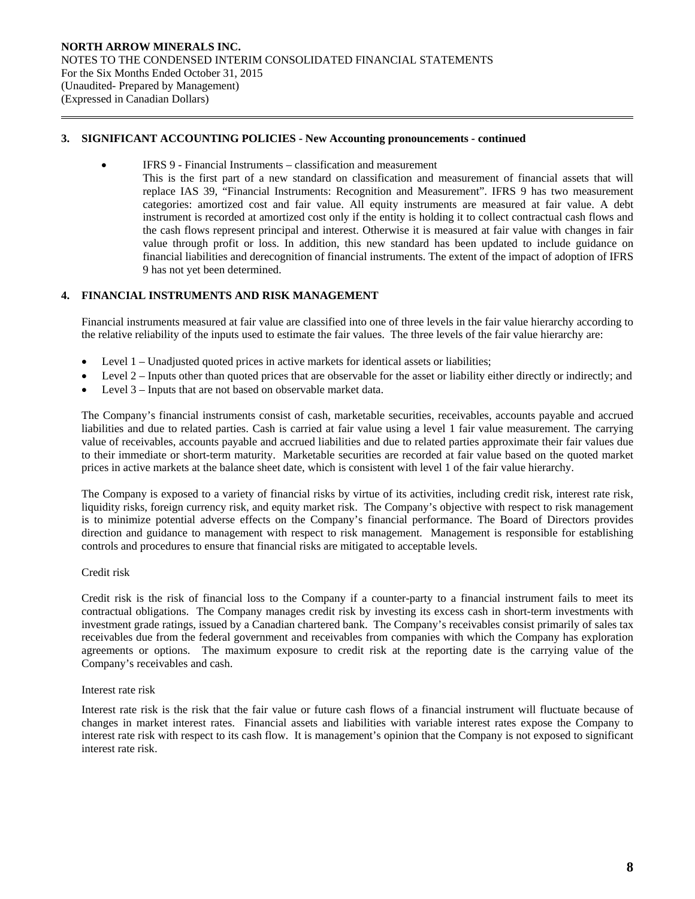### 3. SIGNIFICANT ACCOUNTING POLICIES - New Accounting pronouncements - continued

- IFRS 9 - Financial Instruments – classification and measurement
  This is the first part of a new standard on classification and measurement of financial assets that will replace IAS 39, "Financial Instruments: Recognition and Measurement". IFRS 9 has two measurement categories: amortized cost and fair value. All equity instruments are measured at fair value. A debt instrument is recorded at amortized cost only if the entity is holding it to collect contractual cash flows and the cash flows represent principal and interest. Otherwise it is measured at fair value with changes in fair value through profit or loss. In addition, this new standard has been updated to include guidance on financial liabilities and derecognition of financial instruments. The extent of the impact of adoption of IFRS 9 has not yet been determined.

### 4. FINANCIAL INSTRUMENTS AND RISK MANAGEMENT

Financial instruments measured at fair value are classified into one of three levels in the fair value hierarchy according to the relative reliability of the inputs used to estimate the fair values. The three levels of the fair value hierarchy are:

- Level 1 – Unadjusted quoted prices in active markets for identical assets or liabilities;
- Level 2 – Inputs other than quoted prices that are observable for the asset or liability either directly or indirectly; and
- Level 3 – Inputs that are not based on observable market data.

The Company's financial instruments consist of cash, marketable securities, receivables, accounts payable and accrued liabilities and due to related parties. Cash is carried at fair value using a level 1 fair value measurement. The carrying value of receivables, accounts payable and accrued liabilities and due to related parties approximate their fair values due to their immediate or short-term maturity. Marketable securities are recorded at fair value based on the quoted market prices in active markets at the balance sheet date, which is consistent with level 1 of the fair value hierarchy.

The Company is exposed to a variety of financial risks by virtue of its activities, including credit risk, interest rate risk, liquidity risks, foreign currency risk, and equity market risk. The Company's objective with respect to risk management is to minimize potential adverse effects on the Company's financial performance. The Board of Directors provides direction and guidance to management with respect to risk management. Management is responsible for establishing controls and procedures to ensure that financial risks are mitigated to acceptable levels.

Credit risk

Credit risk is the risk of financial loss to the Company if a counter-party to a financial instrument fails to meet its contractual obligations. The Company manages credit risk by investing its excess cash in short-term investments with investment grade ratings, issued by a Canadian chartered bank. The Company's receivables consist primarily of sales tax receivables due from the federal government and receivables from companies with which the Company has exploration agreements or options. The maximum exposure to credit risk at the reporting date is the carrying value of the Company's receivables and cash.

Interest rate risk

Interest rate risk is the risk that the fair value or future cash flows of a financial instrument will fluctuate because of changes in market interest rates. Financial assets and liabilities with variable interest rates expose the Company to interest rate risk with respect to its cash flow. It is management's opinion that the Company is not exposed to significant interest rate risk.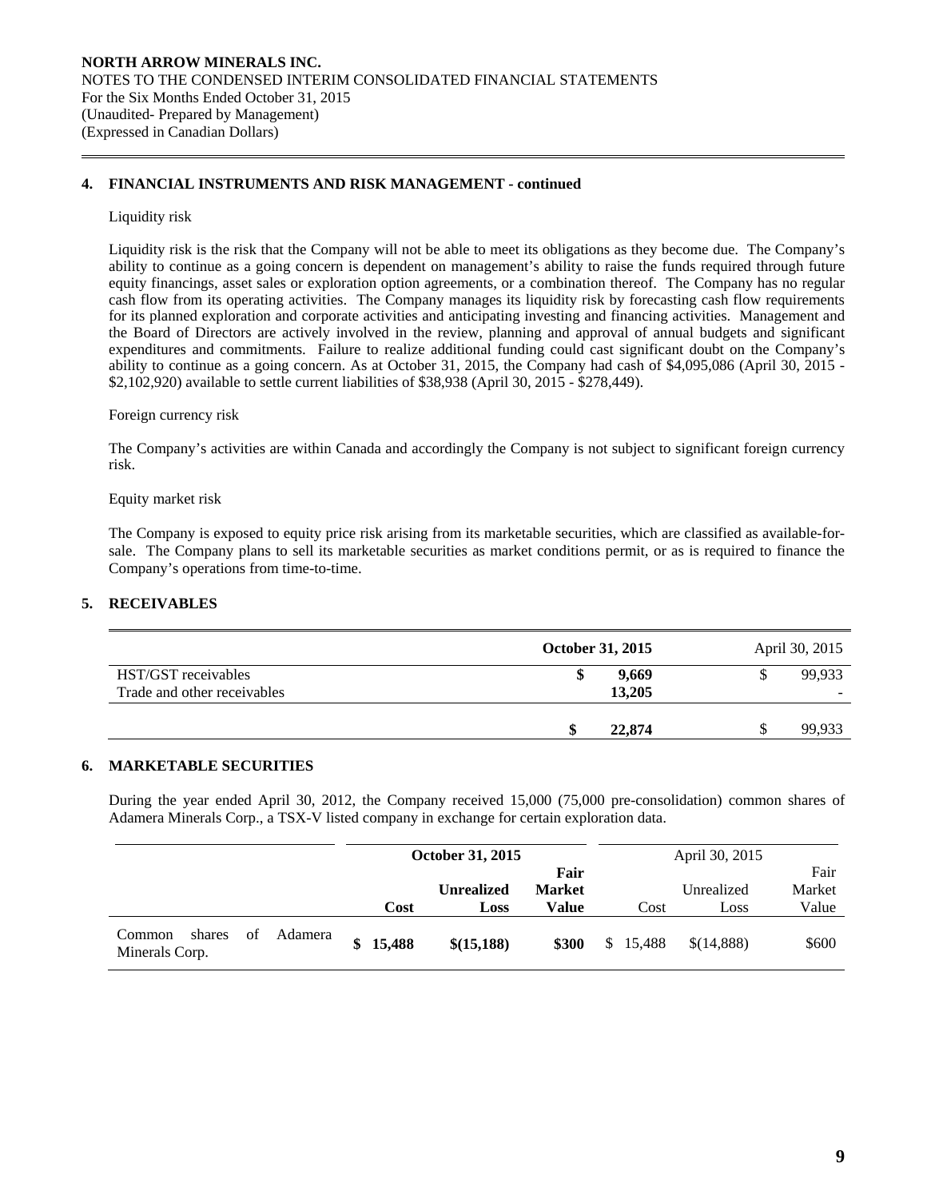## 4. FINANCIAL INSTRUMENTS AND RISK MANAGEMENT - continued

Liquidity risk

Liquidity risk is the risk that the Company will not be able to meet its obligations as they become due. The Company's ability to continue as a going concern is dependent on management's ability to raise the funds required through future equity financings, asset sales or exploration option agreements, or a combination thereof. The Company has no regular cash flow from its operating activities. The Company manages its liquidity risk by forecasting cash flow requirements for its planned exploration and corporate activities and anticipating investing and financing activities. Management and the Board of Directors are actively involved in the review, planning and approval of annual budgets and significant expenditures and commitments. Failure to realize additional funding could cast significant doubt on the Company's ability to continue as a going concern. As at October 31, 2015, the Company had cash of $4,095,086 (April 30, 2015 - $2,102,920) available to settle current liabilities of $38,938 (April 30, 2015 - $278,449).

Foreign currency risk

The Company's activities are within Canada and accordingly the Company is not subject to significant foreign currency risk.

Equity market risk

The Company is exposed to equity price risk arising from its marketable securities, which are classified as available-for-sale. The Company plans to sell its marketable securities as market conditions permit, or as is required to finance the Company's operations from time-to-time.

## 5. RECEIVABLES

| | **October 31, 2015** | April 30, 2015 |
|---|---|---|
| HST/GST receivables | **$ 9,669** | $ 99,933 |
| Trade and other receivables | **13,205** | - |
| | **$ 22,874** | $ 99,933 |

## 6. MARKETABLE SECURITIES

During the year ended April 30, 2012, the Company received 15,000 (75,000 pre-consolidation) common shares of Adamera Minerals Corp., a TSX-V listed company in exchange for certain exploration data.

| | **October 31, 2015** | | | April 30, 2015 | | |
|---|---|---|---|---|---|---|
| | **Cost** | **Unrealized Loss** | **Fair Market Value** | Cost | Unrealized Loss | Fair Market Value |
| Common shares of Adamera Minerals Corp. | **$ 15,488** | **$(15,188)** | **$300** | $ 15,488 | $(14,888) | $600 |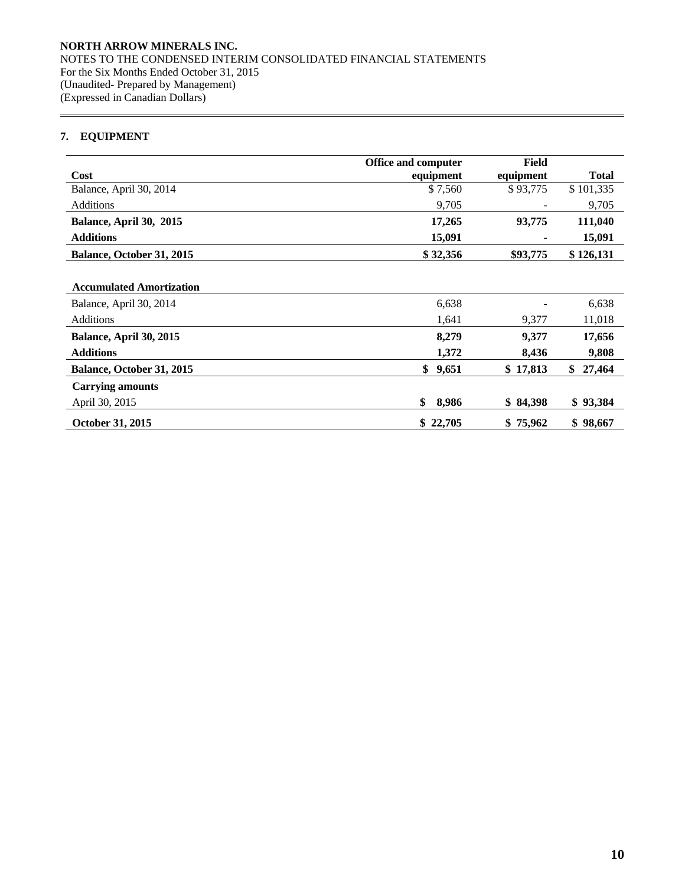**NORTH ARROW MINERALS INC.**
NOTES TO THE CONDENSED INTERIM CONSOLIDATED FINANCIAL STATEMENTS
For the Six Months Ended October 31, 2015
(Unaudited- Prepared by Management)
(Expressed in Canadian Dollars)

## 7. EQUIPMENT

| Cost | Office and computer equipment | Field equipment | Total |
|---|---|---|---|
| Balance, April 30, 2014 | $ 7,560 | $ 93,775 | $ 101,335 |
| Additions | 9,705 | - | 9,705 |
| **Balance, April 30, 2015** | **17,265** | **93,775** | **111,040** |
| **Additions** | **15,091** | **-** | **15,091** |
| **Balance, October 31, 2015** | **$ 32,356** | **$93,775** | **$ 126,131** |
| | | | |
| **Accumulated Amortization** | | | |
| Balance, April 30, 2014 | 6,638 | - | 6,638 |
| Additions | 1,641 | 9,377 | 11,018 |
| **Balance, April 30, 2015** | **8,279** | **9,377** | **17,656** |
| **Additions** | **1,372** | **8,436** | **9,808** |
| **Balance, October 31, 2015** | **$ 9,651** | **$ 17,813** | **$ 27,464** |
| **Carrying amounts** | | | |
| April 30, 2015 | **$ 8,986** | **$ 84,398** | **$ 93,384** |
| **October 31, 2015** | **$ 22,705** | **$ 75,962** | **$ 98,667** |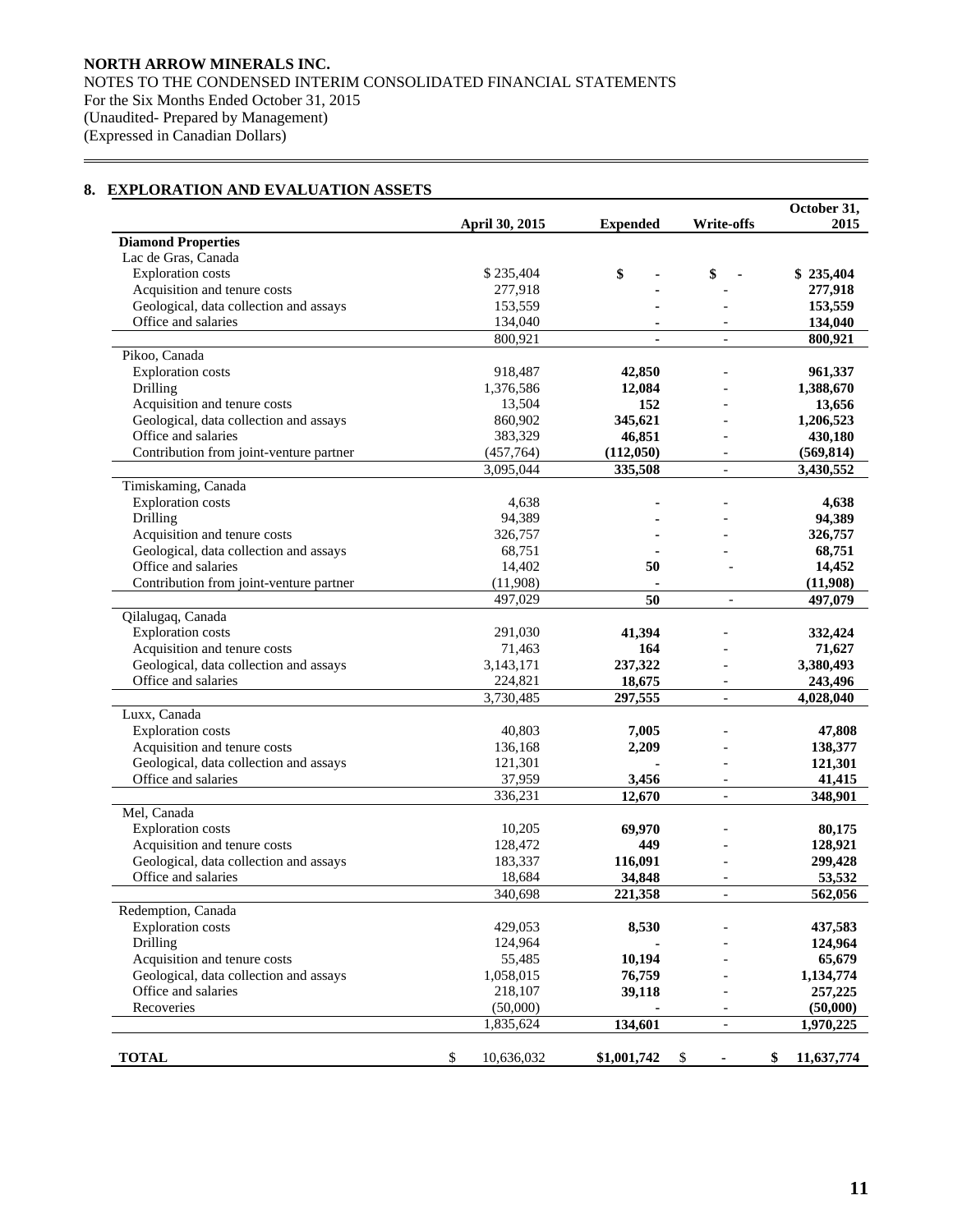NORTH ARROW MINERALS INC.
NOTES TO THE CONDENSED INTERIM CONSOLIDATED FINANCIAL STATEMENTS
For the Six Months Ended October 31, 2015
(Unaudited- Prepared by Management)
(Expressed in Canadian Dollars)

## 8. EXPLORATION AND EVALUATION ASSETS

| | April 30, 2015 | Expended | Write-offs | October 31, 2015 |
|---|---|---|---|---|
| **Diamond Properties** | | | | |
| Lac de Gras, Canada | | | | |
| Exploration costs | $ 235,404 | **$ -** | **$ -** | **$ 235,404** |
| Acquisition and tenure costs | 277,918 | **-** | - | **277,918** |
| Geological, data collection and assays | 153,559 | **-** | - | **153,559** |
| Office and salaries | 134,040 | **-** | - | **134,040** |
| | 800,921 | **-** | - | **800,921** |
| Pikoo, Canada | | | | |
| Exploration costs | 918,487 | **42,850** | - | **961,337** |
| Drilling | 1,376,586 | **12,084** | - | **1,388,670** |
| Acquisition and tenure costs | 13,504 | **152** | - | **13,656** |
| Geological, data collection and assays | 860,902 | **345,621** | - | **1,206,523** |
| Office and salaries | 383,329 | **46,851** | - | **430,180** |
| Contribution from joint-venture partner | (457,764) | **(112,050)** | - | **(569,814)** |
| | 3,095,044 | **335,508** | - | **3,430,552** |
| Timiskaming, Canada | | | | |
| Exploration costs | 4,638 | **-** | - | **4,638** |
| Drilling | 94,389 | **-** | - | **94,389** |
| Acquisition and tenure costs | 326,757 | **-** | - | **326,757** |
| Geological, data collection and assays | 68,751 | **-** | - | **68,751** |
| Office and salaries | 14,402 | **50** | **-** | **14,452** |
| Contribution from joint-venture partner | (11,908) | **-** | | **(11,908)** |
| | 497,029 | **50** | - | **497,079** |
| Qilalugaq, Canada | | | | |
| Exploration costs | 291,030 | **41,394** | - | **332,424** |
| Acquisition and tenure costs | 71,463 | **164** | - | **71,627** |
| Geological, data collection and assays | 3,143,171 | **237,322** | - | **3,380,493** |
| Office and salaries | 224,821 | **18,675** | - | **243,496** |
| | 3,730,485 | **297,555** | - | **4,028,040** |
| Luxx, Canada | | | | |
| Exploration costs | 40,803 | **7,005** | - | **47,808** |
| Acquisition and tenure costs | 136,168 | **2,209** | - | **138,377** |
| Geological, data collection and assays | 121,301 | **-** | - | **121,301** |
| Office and salaries | 37,959 | **3,456** | - | **41,415** |
| | 336,231 | **12,670** | - | **348,901** |
| Mel, Canada | | | | |
| Exploration costs | 10,205 | **69,970** | - | **80,175** |
| Acquisition and tenure costs | 128,472 | **449** | - | **128,921** |
| Geological, data collection and assays | 183,337 | **116,091** | - | **299,428** |
| Office and salaries | 18,684 | **34,848** | - | **53,532** |
| | 340,698 | **221,358** | - | **562,056** |
| Redemption, Canada | | | | |
| Exploration costs | 429,053 | **8,530** | - | **437,583** |
| Drilling | 124,964 | **-** | - | **124,964** |
| Acquisition and tenure costs | 55,485 | **10,194** | - | **65,679** |
| Geological, data collection and assays | 1,058,015 | **76,759** | - | **1,134,774** |
| Office and salaries | 218,107 | **39,118** | - | **257,225** |
| Recoveries | (50,000) | **-** | - | **(50,000)** |
| | 1,835,624 | **134,601** | - | **1,970,225** |
| **TOTAL** | $ 10,636,032 | **$1,001,742** | $ **-** | **$ 11,637,774** |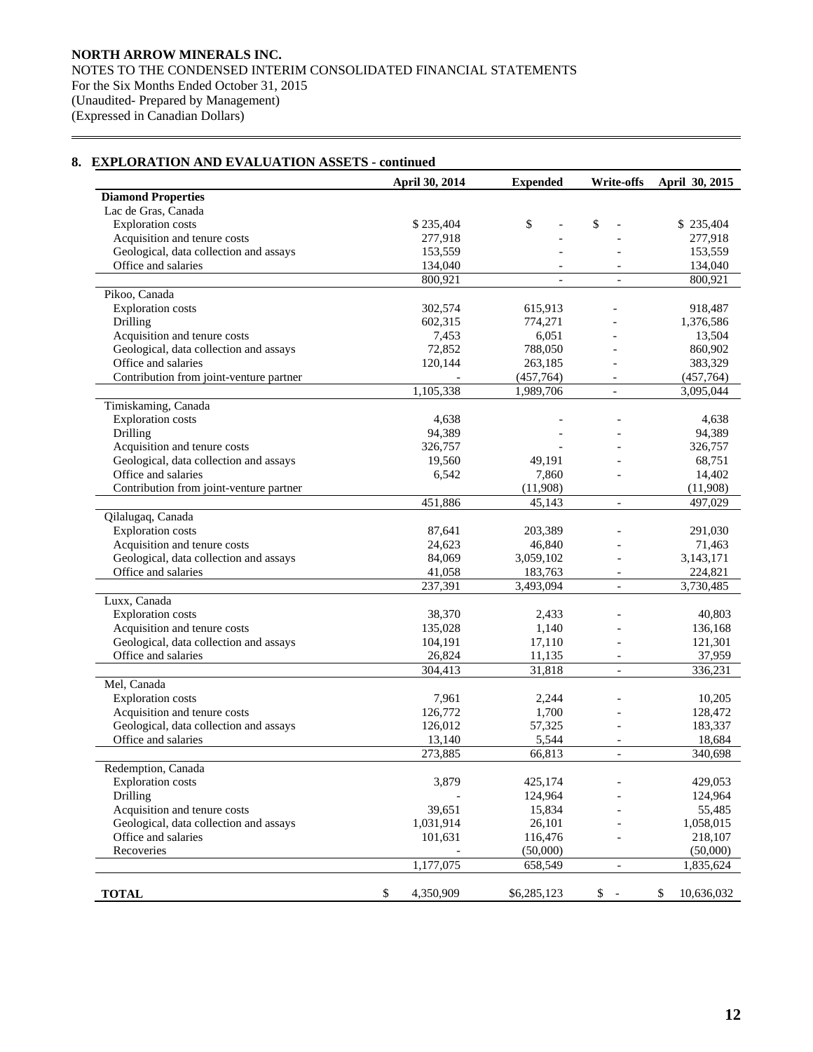**NORTH ARROW MINERALS INC.**
NOTES TO THE CONDENSED INTERIM CONSOLIDATED FINANCIAL STATEMENTS
For the Six Months Ended October 31, 2015
(Unaudited- Prepared by Management)
(Expressed in Canadian Dollars)

## 8. EXPLORATION AND EVALUATION ASSETS - continued

| | April 30, 2014 | Expended | Write-offs | April 30, 2015 |
|---|---|---|---|---|
| **Diamond Properties** | | | | |
| Lac de Gras, Canada | | | | |
| Exploration costs | $ 235,404 | $ - | $ - | $ 235,404 |
| Acquisition and tenure costs | 277,918 | - | - | 277,918 |
| Geological, data collection and assays | 153,559 | - | - | 153,559 |
| Office and salaries | 134,040 | - | - | 134,040 |
| | 800,921 | - | - | 800,921 |
| Pikoo, Canada | | | | |
| Exploration costs | 302,574 | 615,913 | - | 918,487 |
| Drilling | 602,315 | 774,271 | - | 1,376,586 |
| Acquisition and tenure costs | 7,453 | 6,051 | - | 13,504 |
| Geological, data collection and assays | 72,852 | 788,050 | - | 860,902 |
| Office and salaries | 120,144 | 263,185 | - | 383,329 |
| Contribution from joint-venture partner | - | (457,764) | - | (457,764) |
| | 1,105,338 | 1,989,706 | - | 3,095,044 |
| Timiskaming, Canada | | | | |
| Exploration costs | 4,638 | - | - | 4,638 |
| Drilling | 94,389 | - | - | 94,389 |
| Acquisition and tenure costs | 326,757 | - | - | 326,757 |
| Geological, data collection and assays | 19,560 | 49,191 | - | 68,751 |
| Office and salaries | 6,542 | 7,860 | - | 14,402 |
| Contribution from joint-venture partner | | (11,908) | | (11,908) |
| | 451,886 | 45,143 | - | 497,029 |
| Qilalugaq, Canada | | | | |
| Exploration costs | 87,641 | 203,389 | - | 291,030 |
| Acquisition and tenure costs | 24,623 | 46,840 | - | 71,463 |
| Geological, data collection and assays | 84,069 | 3,059,102 | - | 3,143,171 |
| Office and salaries | 41,058 | 183,763 | - | 224,821 |
| | 237,391 | 3,493,094 | - | 3,730,485 |
| Luxx, Canada | | | | |
| Exploration costs | 38,370 | 2,433 | - | 40,803 |
| Acquisition and tenure costs | 135,028 | 1,140 | - | 136,168 |
| Geological, data collection and assays | 104,191 | 17,110 | - | 121,301 |
| Office and salaries | 26,824 | 11,135 | - | 37,959 |
| | 304,413 | 31,818 | - | 336,231 |
| Mel, Canada | | | | |
| Exploration costs | 7,961 | 2,244 | - | 10,205 |
| Acquisition and tenure costs | 126,772 | 1,700 | - | 128,472 |
| Geological, data collection and assays | 126,012 | 57,325 | - | 183,337 |
| Office and salaries | 13,140 | 5,544 | - | 18,684 |
| | 273,885 | 66,813 | - | 340,698 |
| Redemption, Canada | | | | |
| Exploration costs | 3,879 | 425,174 | - | 429,053 |
| Drilling | - | 124,964 | - | 124,964 |
| Acquisition and tenure costs | 39,651 | 15,834 | - | 55,485 |
| Geological, data collection and assays | 1,031,914 | 26,101 | - | 1,058,015 |
| Office and salaries | 101,631 | 116,476 | - | 218,107 |
| Recoveries | - | (50,000) | | (50,000) |
| | 1,177,075 | 658,549 | - | 1,835,624 |
| **TOTAL** | $ 4,350,909 | $6,285,123 | $ - | $ 10,636,032 |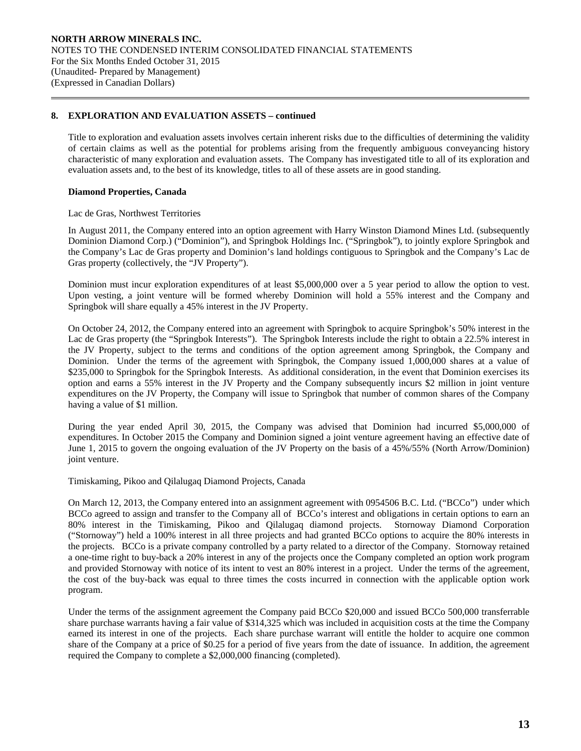## 8. EXPLORATION AND EVALUATION ASSETS – continued

Title to exploration and evaluation assets involves certain inherent risks due to the difficulties of determining the validity of certain claims as well as the potential for problems arising from the frequently ambiguous conveyancing history characteristic of many exploration and evaluation assets. The Company has investigated title to all of its exploration and evaluation assets and, to the best of its knowledge, titles to all of these assets are in good standing.

**Diamond Properties, Canada**

Lac de Gras, Northwest Territories

In August 2011, the Company entered into an option agreement with Harry Winston Diamond Mines Ltd. (subsequently Dominion Diamond Corp.) ("Dominion"), and Springbok Holdings Inc. ("Springbok"), to jointly explore Springbok and the Company's Lac de Gras property and Dominion's land holdings contiguous to Springbok and the Company's Lac de Gras property (collectively, the "JV Property").

Dominion must incur exploration expenditures of at least $5,000,000 over a 5 year period to allow the option to vest. Upon vesting, a joint venture will be formed whereby Dominion will hold a 55% interest and the Company and Springbok will share equally a 45% interest in the JV Property.

On October 24, 2012, the Company entered into an agreement with Springbok to acquire Springbok's 50% interest in the Lac de Gras property (the "Springbok Interests"). The Springbok Interests include the right to obtain a 22.5% interest in the JV Property, subject to the terms and conditions of the option agreement among Springbok, the Company and Dominion. Under the terms of the agreement with Springbok, the Company issued 1,000,000 shares at a value of $235,000 to Springbok for the Springbok Interests. As additional consideration, in the event that Dominion exercises its option and earns a 55% interest in the JV Property and the Company subsequently incurs $2 million in joint venture expenditures on the JV Property, the Company will issue to Springbok that number of common shares of the Company having a value of $1 million.

During the year ended April 30, 2015, the Company was advised that Dominion had incurred $5,000,000 of expenditures. In October 2015 the Company and Dominion signed a joint venture agreement having an effective date of June 1, 2015 to govern the ongoing evaluation of the JV Property on the basis of a 45%/55% (North Arrow/Dominion) joint venture.

Timiskaming, Pikoo and Qilalugaq Diamond Projects, Canada

On March 12, 2013, the Company entered into an assignment agreement with 0954506 B.C. Ltd. ("BCCo") under which BCCo agreed to assign and transfer to the Company all of BCCo's interest and obligations in certain options to earn an 80% interest in the Timiskaming, Pikoo and Qilalugaq diamond projects. Stornoway Diamond Corporation ("Stornoway") held a 100% interest in all three projects and had granted BCCo options to acquire the 80% interests in the projects. BCCo is a private company controlled by a party related to a director of the Company. Stornoway retained a one-time right to buy-back a 20% interest in any of the projects once the Company completed an option work program and provided Stornoway with notice of its intent to vest an 80% interest in a project. Under the terms of the agreement, the cost of the buy-back was equal to three times the costs incurred in connection with the applicable option work program.

Under the terms of the assignment agreement the Company paid BCCo $20,000 and issued BCCo 500,000 transferrable share purchase warrants having a fair value of $314,325 which was included in acquisition costs at the time the Company earned its interest in one of the projects. Each share purchase warrant will entitle the holder to acquire one common share of the Company at a price of $0.25 for a period of five years from the date of issuance. In addition, the agreement required the Company to complete a $2,000,000 financing (completed).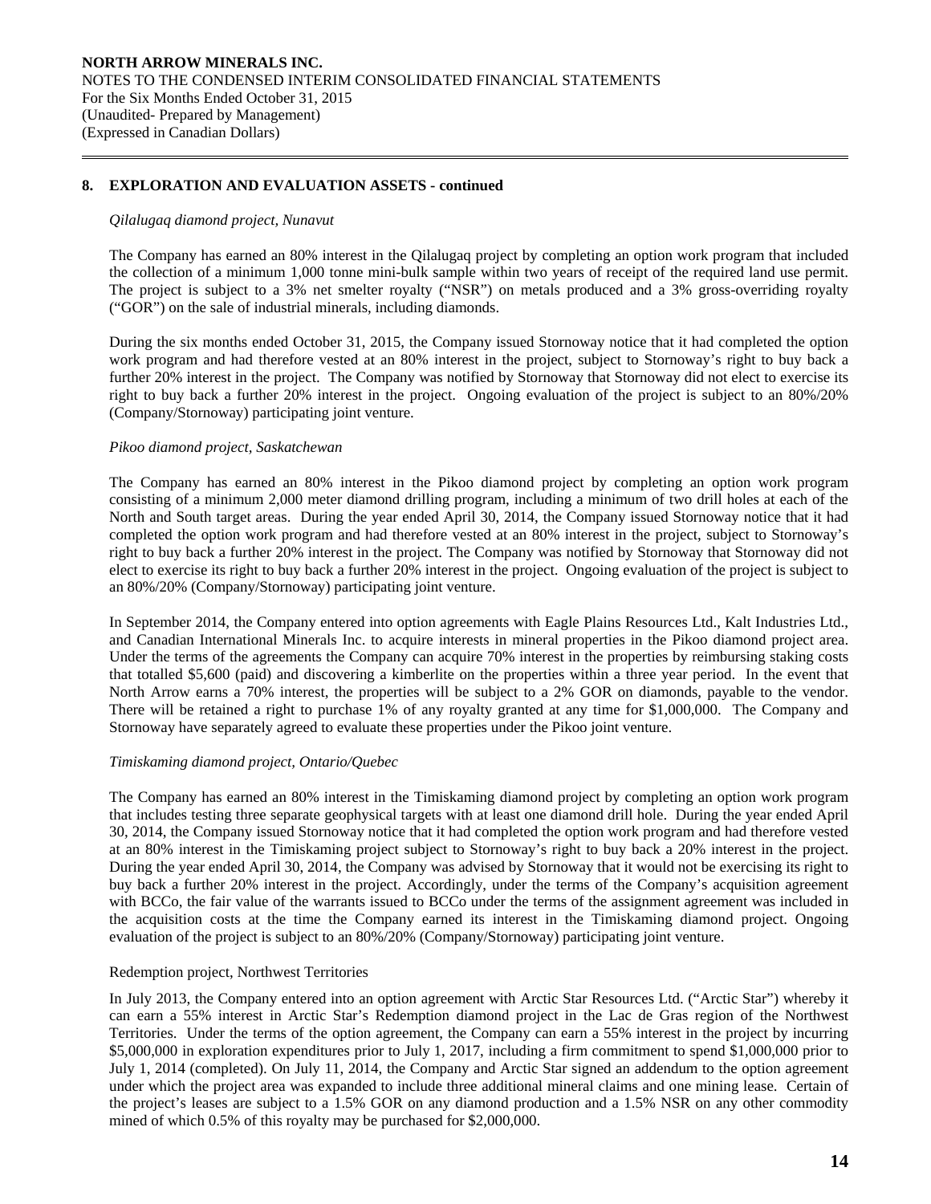## 8. EXPLORATION AND EVALUATION ASSETS - continued

*Qilalugaq diamond project, Nunavut*

The Company has earned an 80% interest in the Qilalugaq project by completing an option work program that included the collection of a minimum 1,000 tonne mini-bulk sample within two years of receipt of the required land use permit. The project is subject to a 3% net smelter royalty ("NSR") on metals produced and a 3% gross-overriding royalty ("GOR") on the sale of industrial minerals, including diamonds.

During the six months ended October 31, 2015, the Company issued Stornoway notice that it had completed the option work program and had therefore vested at an 80% interest in the project, subject to Stornoway's right to buy back a further 20% interest in the project. The Company was notified by Stornoway that Stornoway did not elect to exercise its right to buy back a further 20% interest in the project. Ongoing evaluation of the project is subject to an 80%/20% (Company/Stornoway) participating joint venture.

*Pikoo diamond project, Saskatchewan*

The Company has earned an 80% interest in the Pikoo diamond project by completing an option work program consisting of a minimum 2,000 meter diamond drilling program, including a minimum of two drill holes at each of the North and South target areas. During the year ended April 30, 2014, the Company issued Stornoway notice that it had completed the option work program and had therefore vested at an 80% interest in the project, subject to Stornoway's right to buy back a further 20% interest in the project. The Company was notified by Stornoway that Stornoway did not elect to exercise its right to buy back a further 20% interest in the project. Ongoing evaluation of the project is subject to an 80%/20% (Company/Stornoway) participating joint venture.

In September 2014, the Company entered into option agreements with Eagle Plains Resources Ltd., Kalt Industries Ltd., and Canadian International Minerals Inc. to acquire interests in mineral properties in the Pikoo diamond project area. Under the terms of the agreements the Company can acquire 70% interest in the properties by reimbursing staking costs that totalled $5,600 (paid) and discovering a kimberlite on the properties within a three year period. In the event that North Arrow earns a 70% interest, the properties will be subject to a 2% GOR on diamonds, payable to the vendor. There will be retained a right to purchase 1% of any royalty granted at any time for $1,000,000. The Company and Stornoway have separately agreed to evaluate these properties under the Pikoo joint venture.

*Timiskaming diamond project, Ontario/Quebec*

The Company has earned an 80% interest in the Timiskaming diamond project by completing an option work program that includes testing three separate geophysical targets with at least one diamond drill hole. During the year ended April 30, 2014, the Company issued Stornoway notice that it had completed the option work program and had therefore vested at an 80% interest in the Timiskaming project subject to Stornoway's right to buy back a 20% interest in the project. During the year ended April 30, 2014, the Company was advised by Stornoway that it would not be exercising its right to buy back a further 20% interest in the project. Accordingly, under the terms of the Company's acquisition agreement with BCCo, the fair value of the warrants issued to BCCo under the terms of the assignment agreement was included in the acquisition costs at the time the Company earned its interest in the Timiskaming diamond project. Ongoing evaluation of the project is subject to an 80%/20% (Company/Stornoway) participating joint venture.

Redemption project, Northwest Territories

In July 2013, the Company entered into an option agreement with Arctic Star Resources Ltd. ("Arctic Star") whereby it can earn a 55% interest in Arctic Star's Redemption diamond project in the Lac de Gras region of the Northwest Territories. Under the terms of the option agreement, the Company can earn a 55% interest in the project by incurring $5,000,000 in exploration expenditures prior to July 1, 2017, including a firm commitment to spend $1,000,000 prior to July 1, 2014 (completed). On July 11, 2014, the Company and Arctic Star signed an addendum to the option agreement under which the project area was expanded to include three additional mineral claims and one mining lease. Certain of the project's leases are subject to a 1.5% GOR on any diamond production and a 1.5% NSR on any other commodity mined of which 0.5% of this royalty may be purchased for $2,000,000.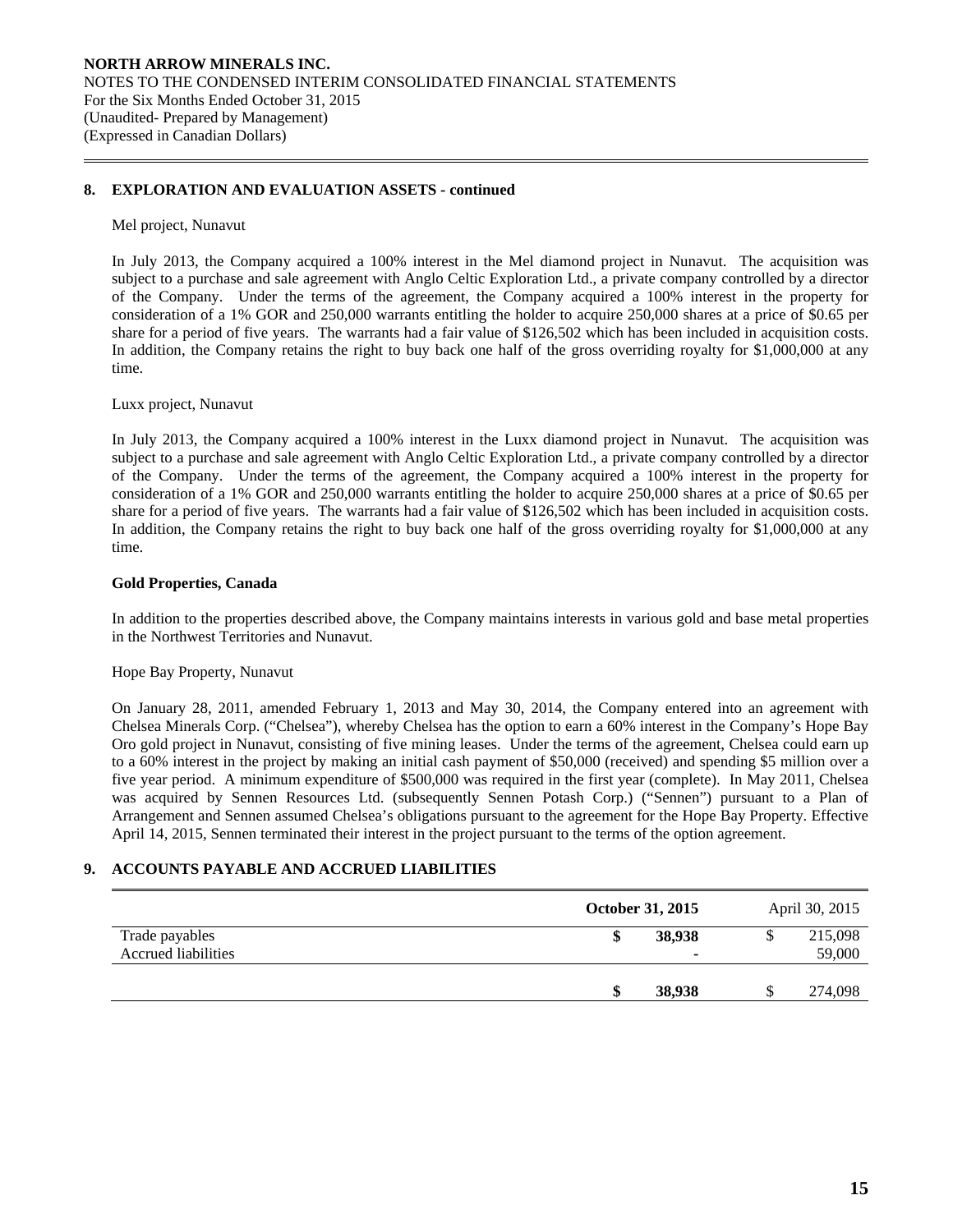## 8. EXPLORATION AND EVALUATION ASSETS - continued

Mel project, Nunavut

In July 2013, the Company acquired a 100% interest in the Mel diamond project in Nunavut. The acquisition was subject to a purchase and sale agreement with Anglo Celtic Exploration Ltd., a private company controlled by a director of the Company. Under the terms of the agreement, the Company acquired a 100% interest in the property for consideration of a 1% GOR and 250,000 warrants entitling the holder to acquire 250,000 shares at a price of $0.65 per share for a period of five years. The warrants had a fair value of $126,502 which has been included in acquisition costs. In addition, the Company retains the right to buy back one half of the gross overriding royalty for $1,000,000 at any time.

Luxx project, Nunavut

In July 2013, the Company acquired a 100% interest in the Luxx diamond project in Nunavut. The acquisition was subject to a purchase and sale agreement with Anglo Celtic Exploration Ltd., a private company controlled by a director of the Company. Under the terms of the agreement, the Company acquired a 100% interest in the property for consideration of a 1% GOR and 250,000 warrants entitling the holder to acquire 250,000 shares at a price of $0.65 per share for a period of five years. The warrants had a fair value of $126,502 which has been included in acquisition costs. In addition, the Company retains the right to buy back one half of the gross overriding royalty for $1,000,000 at any time.

**Gold Properties, Canada**

In addition to the properties described above, the Company maintains interests in various gold and base metal properties in the Northwest Territories and Nunavut.

Hope Bay Property, Nunavut

On January 28, 2011, amended February 1, 2013 and May 30, 2014, the Company entered into an agreement with Chelsea Minerals Corp. ("Chelsea"), whereby Chelsea has the option to earn a 60% interest in the Company's Hope Bay Oro gold project in Nunavut, consisting of five mining leases. Under the terms of the agreement, Chelsea could earn up to a 60% interest in the project by making an initial cash payment of $50,000 (received) and spending $5 million over a five year period. A minimum expenditure of $500,000 was required in the first year (complete). In May 2011, Chelsea was acquired by Sennen Resources Ltd. (subsequently Sennen Potash Corp.) ("Sennen") pursuant to a Plan of Arrangement and Sennen assumed Chelsea's obligations pursuant to the agreement for the Hope Bay Property. Effective April 14, 2015, Sennen terminated their interest in the project pursuant to the terms of the option agreement.

## 9. ACCOUNTS PAYABLE AND ACCRUED LIABILITIES

| | **October 31, 2015** | April 30, 2015 |
|---|---|---|
| Trade payables | **$ 38,938** | $ 215,098 |
| Accrued liabilities | **-** | 59,000 |
| | **$ 38,938** | $ 274,098 |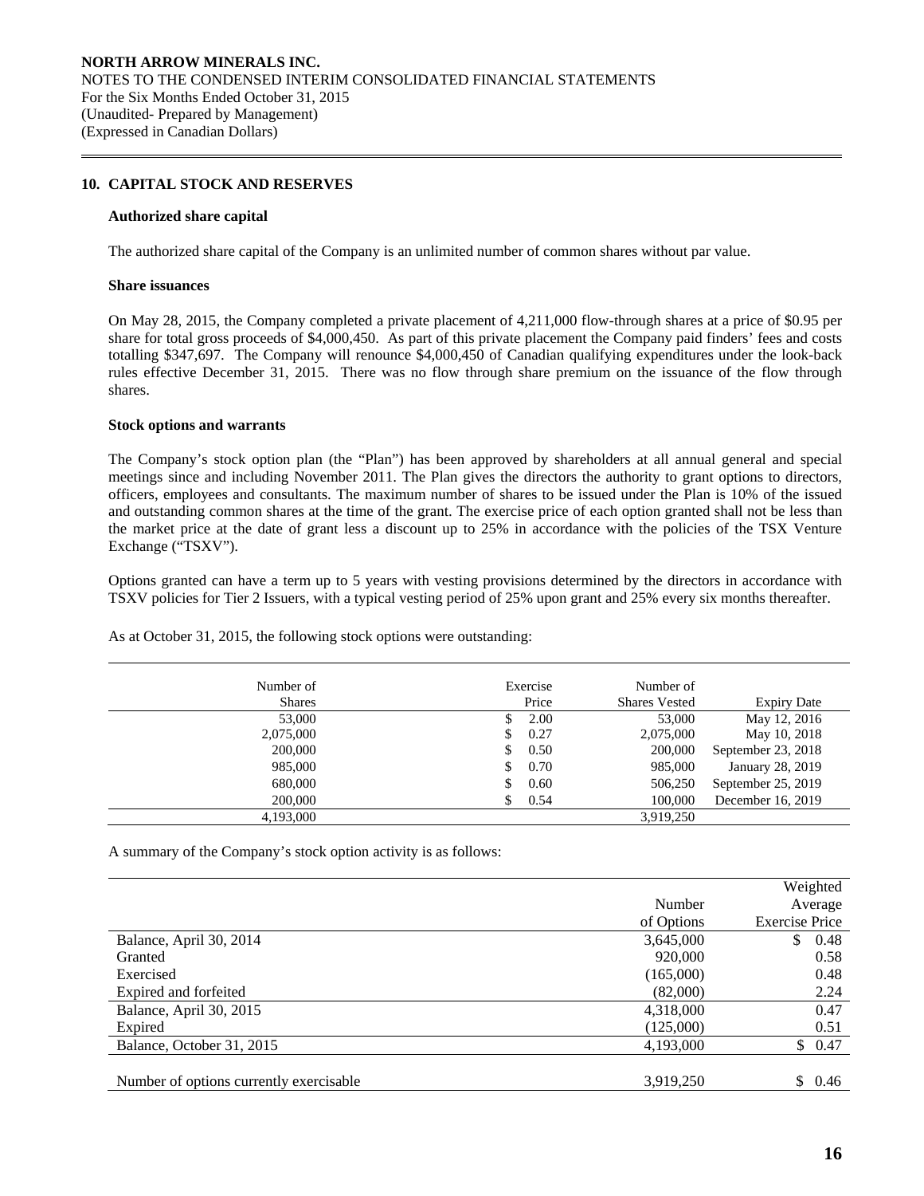## 10. CAPITAL STOCK AND RESERVES

### Authorized share capital

The authorized share capital of the Company is an unlimited number of common shares without par value.

### Share issuances

On May 28, 2015, the Company completed a private placement of 4,211,000 flow-through shares at a price of $0.95 per share for total gross proceeds of $4,000,450. As part of this private placement the Company paid finders' fees and costs totalling $347,697. The Company will renounce $4,000,450 of Canadian qualifying expenditures under the look-back rules effective December 31, 2015. There was no flow through share premium on the issuance of the flow through shares.

### Stock options and warrants

The Company's stock option plan (the "Plan") has been approved by shareholders at all annual general and special meetings since and including November 2011. The Plan gives the directors the authority to grant options to directors, officers, employees and consultants. The maximum number of shares to be issued under the Plan is 10% of the issued and outstanding common shares at the time of the grant. The exercise price of each option granted shall not be less than the market price at the date of grant less a discount up to 25% in accordance with the policies of the TSX Venture Exchange ("TSXV").

Options granted can have a term up to 5 years with vesting provisions determined by the directors in accordance with TSXV policies for Tier 2 Issuers, with a typical vesting period of 25% upon grant and 25% every six months thereafter.

As at October 31, 2015, the following stock options were outstanding:

| Number of Shares | Exercise Price | Number of Shares Vested | Expiry Date |
|---|---|---|---|
| 53,000 | $ 2.00 | 53,000 | May 12, 2016 |
| 2,075,000 | $ 0.27 | 2,075,000 | May 10, 2018 |
| 200,000 | $ 0.50 | 200,000 | September 23, 2018 |
| 985,000 | $ 0.70 | 985,000 | January 28, 2019 |
| 680,000 | $ 0.60 | 506,250 | September 25, 2019 |
| 200,000 | $ 0.54 | 100,000 | December 16, 2019 |
| 4,193,000 | | 3,919,250 | |

A summary of the Company's stock option activity is as follows:

| | Number of Options | Weighted Average Exercise Price |
|---|---|---|
| Balance, April 30, 2014 | 3,645,000 | $ 0.48 |
| Granted | 920,000 | 0.58 |
| Exercised | (165,000) | 0.48 |
| Expired and forfeited | (82,000) | 2.24 |
| Balance, April 30, 2015 | 4,318,000 | 0.47 |
| Expired | (125,000) | 0.51 |
| Balance, October 31, 2015 | 4,193,000 | $ 0.47 |
| | | |
| Number of options currently exercisable | 3,919,250 | $ 0.46 |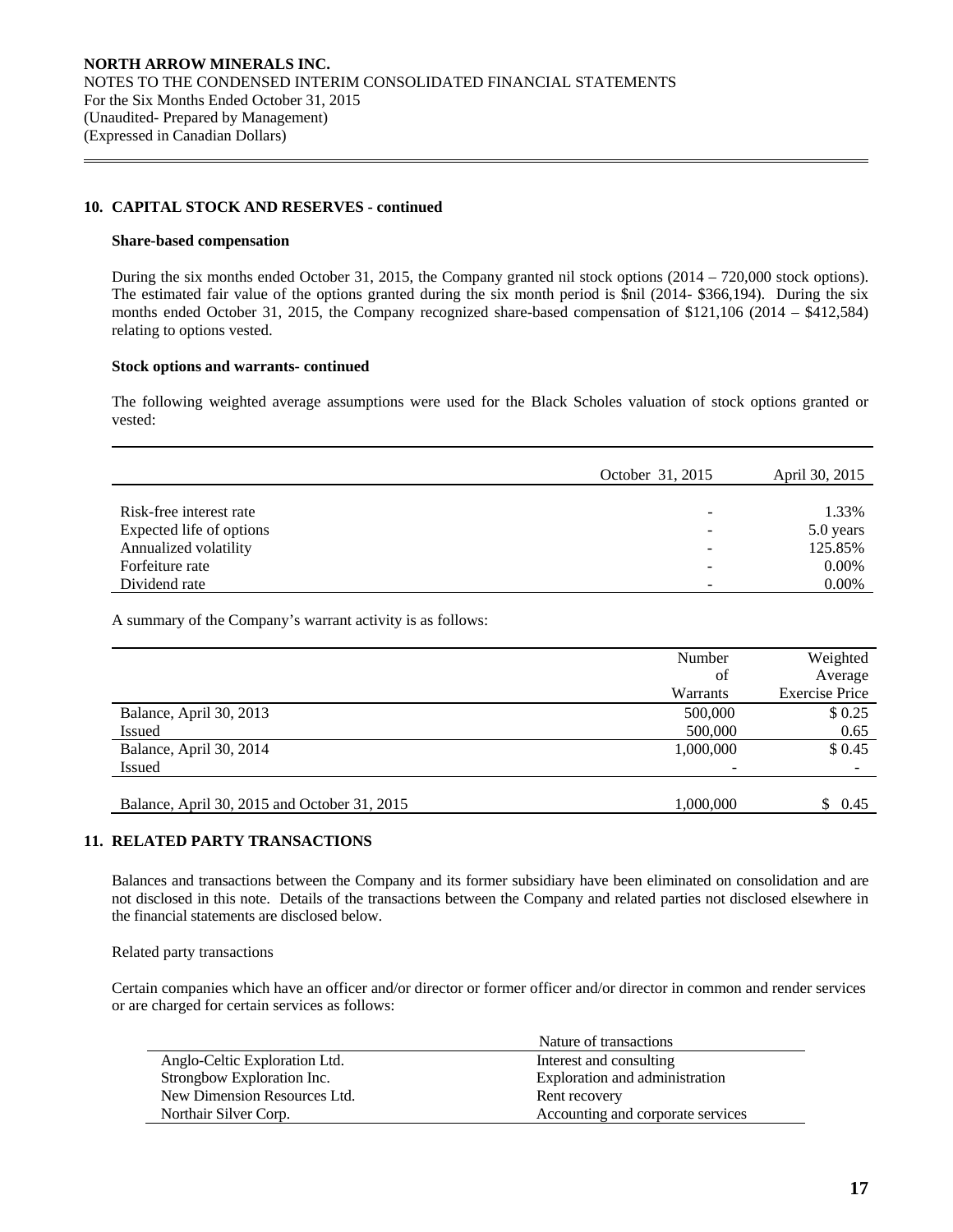### 10. CAPITAL STOCK AND RESERVES - continued

**Share-based compensation**

During the six months ended October 31, 2015, the Company granted nil stock options (2014 – 720,000 stock options). The estimated fair value of the options granted during the six month period is $nil (2014- $366,194). During the six months ended October 31, 2015, the Company recognized share-based compensation of $121,106 (2014 – $412,584) relating to options vested.

**Stock options and warrants- continued**

The following weighted average assumptions were used for the Black Scholes valuation of stock options granted or vested:

| | October 31, 2015 | April 30, 2015 |
|---|---|---|
| Risk-free interest rate | - | 1.33% |
| Expected life of options | - | 5.0 years |
| Annualized volatility | - | 125.85% |
| Forfeiture rate | - | 0.00% |
| Dividend rate | - | 0.00% |

A summary of the Company's warrant activity is as follows:

| | Number of Warrants | Weighted Average Exercise Price |
|---|---|---|
| Balance, April 30, 2013 | 500,000 | $ 0.25 |
| Issued | 500,000 | 0.65 |
| Balance, April 30, 2014 | 1,000,000 | $ 0.45 |
| Issued | - | - |
| Balance, April 30, 2015 and October 31, 2015 | 1,000,000 | $ 0.45 |

### 11. RELATED PARTY TRANSACTIONS

Balances and transactions between the Company and its former subsidiary have been eliminated on consolidation and are not disclosed in this note. Details of the transactions between the Company and related parties not disclosed elsewhere in the financial statements are disclosed below.

Related party transactions

Certain companies which have an officer and/or director or former officer and/or director in common and render services or are charged for certain services as follows:

| | Nature of transactions |
|---|---|
| Anglo-Celtic Exploration Ltd. | Interest and consulting |
| Strongbow Exploration Inc. | Exploration and administration |
| New Dimension Resources Ltd. | Rent recovery |
| Northair Silver Corp. | Accounting and corporate services |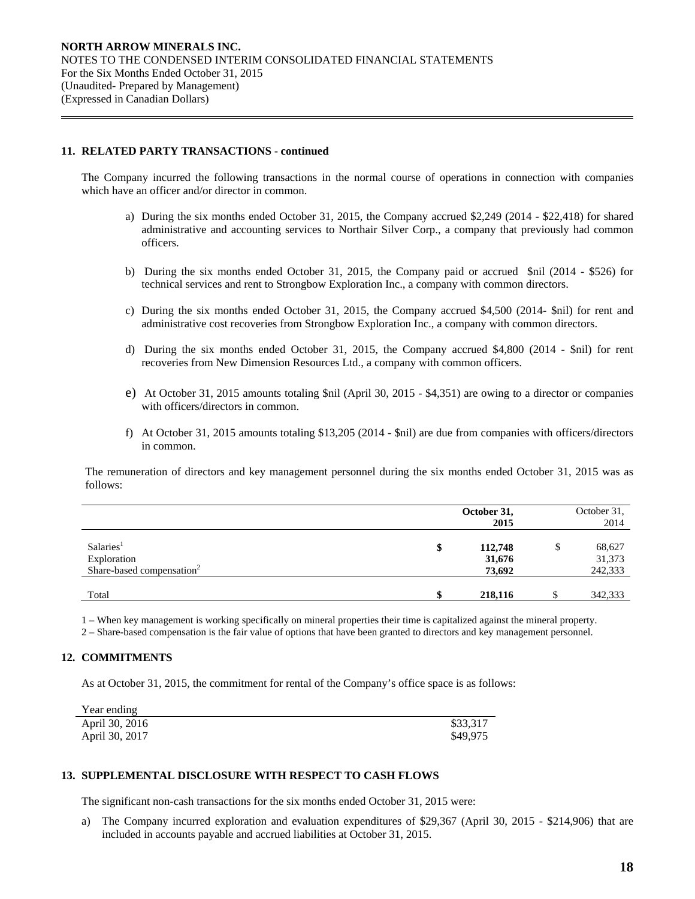## 11. RELATED PARTY TRANSACTIONS - continued

The Company incurred the following transactions in the normal course of operations in connection with companies which have an officer and/or director in common.

a) During the six months ended October 31, 2015, the Company accrued $2,249 (2014 - $22,418) for shared administrative and accounting services to Northair Silver Corp., a company that previously had common officers.

b) During the six months ended October 31, 2015, the Company paid or accrued $nil (2014 - $526) for technical services and rent to Strongbow Exploration Inc., a company with common directors.

c) During the six months ended October 31, 2015, the Company accrued $4,500 (2014- $nil) for rent and administrative cost recoveries from Strongbow Exploration Inc., a company with common directors.

d) During the six months ended October 31, 2015, the Company accrued $4,800 (2014 - $nil) for rent recoveries from New Dimension Resources Ltd., a company with common officers.

e) At October 31, 2015 amounts totaling $nil (April 30, 2015 - $4,351) are owing to a director or companies with officers/directors in common.

f) At October 31, 2015 amounts totaling $13,205 (2014 - $nil) are due from companies with officers/directors in common.

The remuneration of directors and key management personnel during the six months ended October 31, 2015 was as follows:

| | | **October 31, 2015** | | October 31, 2014 |
|---|---|---|---|---|
| Salaries[1] | **$** | **112,748** | $ | 68,627 |
| Exploration | | **31,676** | | 31,373 |
| Share-based compensation[2] | | **73,692** | | 242,333 |
| Total | **$** | **218,116** | $ | 342,333 |

1 – When key management is working specifically on mineral properties their time is capitalized against the mineral property.
2 – Share-based compensation is the fair value of options that have been granted to directors and key management personnel.

## 12. COMMITMENTS

As at October 31, 2015, the commitment for rental of the Company's office space is as follows:

| Year ending | |
|---|---|
| April 30, 2016 | $33,317 |
| April 30, 2017 | $49,975 |

## 13. SUPPLEMENTAL DISCLOSURE WITH RESPECT TO CASH FLOWS

The significant non-cash transactions for the six months ended October 31, 2015 were:

a) The Company incurred exploration and evaluation expenditures of $29,367 (April 30, 2015 - $214,906) that are included in accounts payable and accrued liabilities at October 31, 2015.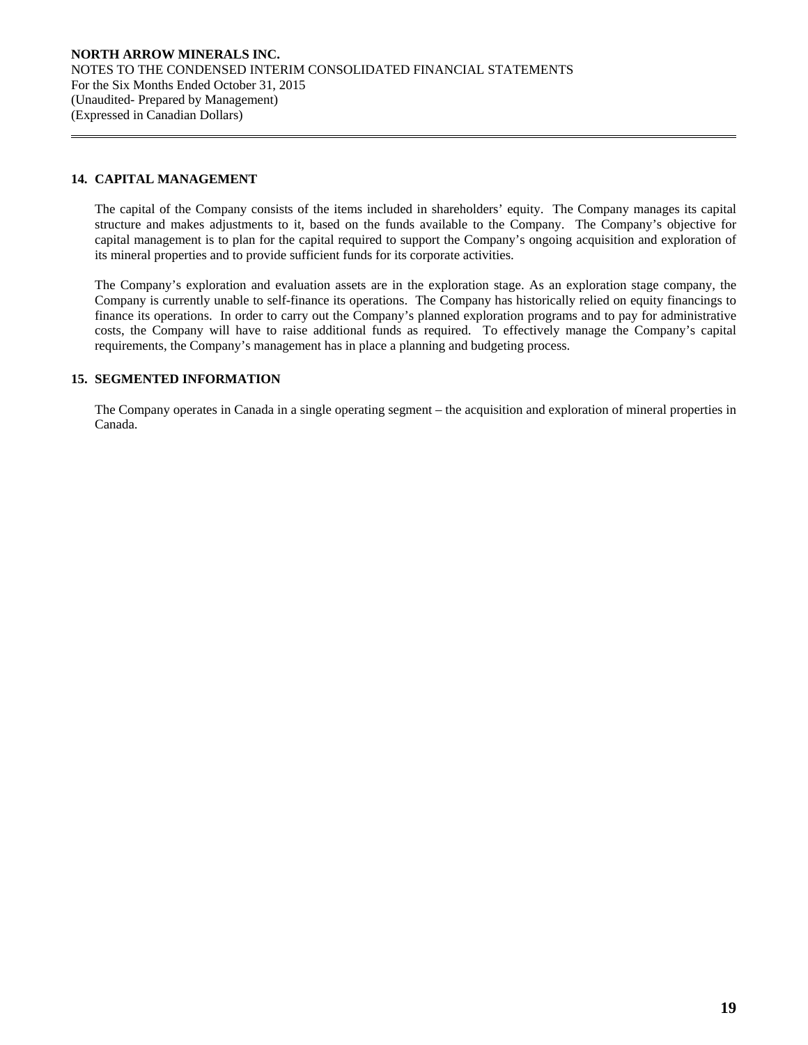## 14. CAPITAL MANAGEMENT

The capital of the Company consists of the items included in shareholders' equity. The Company manages its capital structure and makes adjustments to it, based on the funds available to the Company. The Company's objective for capital management is to plan for the capital required to support the Company's ongoing acquisition and exploration of its mineral properties and to provide sufficient funds for its corporate activities.

The Company's exploration and evaluation assets are in the exploration stage. As an exploration stage company, the Company is currently unable to self-finance its operations. The Company has historically relied on equity financings to finance its operations. In order to carry out the Company's planned exploration programs and to pay for administrative costs, the Company will have to raise additional funds as required. To effectively manage the Company's capital requirements, the Company's management has in place a planning and budgeting process.

## 15. SEGMENTED INFORMATION

The Company operates in Canada in a single operating segment – the acquisition and exploration of mineral properties in Canada.